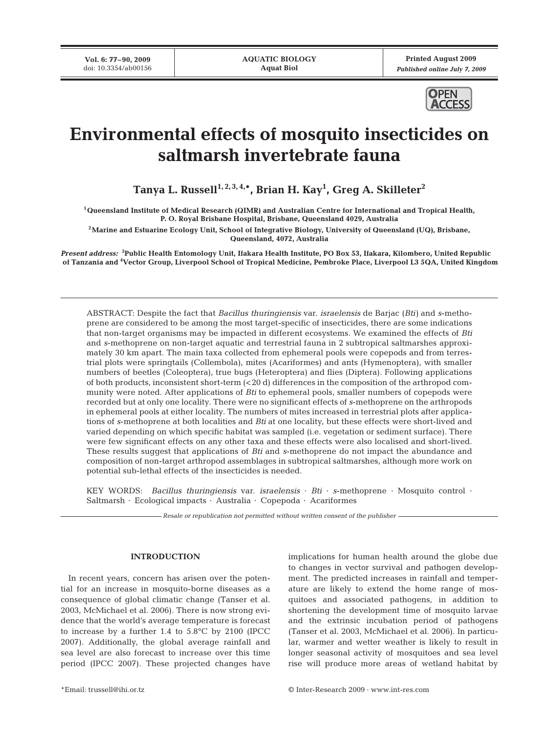# Environmental effects of mosquito insecticides on saltmarsh invertebrate fauna

**Tanya L. Russell[1,2,3,4,*], Brian H. Kay[1], Greg A. Skilleter[2]**

[1]Queensland Institute of Medical Research (QIMR) and Australian Centre for International and Tropical Health, P. O. Royal Brisbane Hospital, Brisbane, Queensland 4029, Australia

[2]Marine and Estuarine Ecology Unit, School of Integrative Biology, University of Queensland (UQ), Brisbane, Queensland, 4072, Australia

*Present address:* [3]Public Health Entomology Unit, Ifakara Health Institute, PO Box 53, Ifakara, Kilombero, United Republic of Tanzania and [4]Vector Group, Liverpool School of Tropical Medicine, Pembroke Place, Liverpool L3 5QA, United Kingdom

ABSTRACT: Despite the fact that *Bacillus thuringiensis* var. *israelensis* de Barjac (*Bti*) and *s*-methoprene are considered to be among the most target-specific of insecticides, there are some indications that non-target organisms may be impacted in different ecosystems. We examined the effects of *Bti* and *s*-methoprene on non-target aquatic and terrestrial fauna in 2 subtropical saltmarshes approximately 30 km apart. The main taxa collected from ephemeral pools were copepods and from terrestrial plots were springtails (Collembola), mites (Acariformes) and ants (Hymenoptera), with smaller numbers of beetles (Coleoptera), true bugs (Heteroptera) and flies (Diptera). Following applications of both products, inconsistent short-term (<20 d) differences in the composition of the arthropod community were noted. After applications of *Bti* to ephemeral pools, smaller numbers of copepods were recorded but at only one locality. There were no significant effects of *s*-methoprene on the arthropods in ephemeral pools at either locality. The numbers of mites increased in terrestrial plots after applications of *s*-methoprene at both localities and *Bti* at one locality, but these effects were short-lived and varied depending on which specific habitat was sampled (i.e. vegetation or sediment surface). There were few significant effects on any other taxa and these effects were also localised and short-lived. These results suggest that applications of *Bti* and *s*-methoprene do not impact the abundance and composition of non-target arthropod assemblages in subtropical saltmarshes, although more work on potential sub-lethal effects of the insecticides is needed.

KEY WORDS: *Bacillus thuringiensis* var. *israelensis* · *Bti* · *s*-methoprene · Mosquito control · Saltmarsh · Ecological impacts · Australia · Copepoda · Acariformes

*Resale or republication not permitted without written consent of the publisher*

## INTRODUCTION

In recent years, concern has arisen over the potential for an increase in mosquito-borne diseases as a consequence of global climatic change (Tanser et al. 2003, McMichael et al. 2006). There is now strong evidence that the world's average temperature is forecast to increase by a further 1.4 to 5.8°C by 2100 (IPCC 2007). Additionally, the global average rainfall and sea level are also forecast to increase over this time period (IPCC 2007). These projected changes have implications for human health around the globe due to changes in vector survival and pathogen development. The predicted increases in rainfall and temperature are likely to extend the home range of mosquitoes and associated pathogens, in addition to shortening the development time of mosquito larvae and the extrinsic incubation period of pathogens (Tanser et al. 2003, McMichael et al. 2006). In particular, warmer and wetter weather is likely to result in longer seasonal activity of mosquitoes and sea level rise will produce more areas of wetland habitat by

*Email: trussell@ihi.or.tz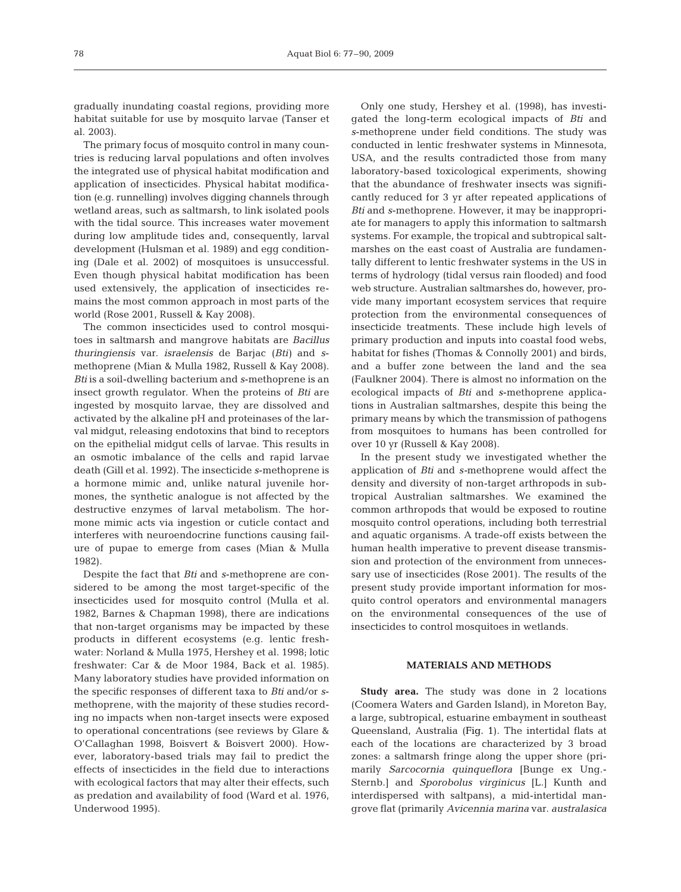gradually inundating coastal regions, providing more habitat suitable for use by mosquito larvae (Tanser et al. 2003).

The primary focus of mosquito control in many countries is reducing larval populations and often involves the integrated use of physical habitat modification and application of insecticides. Physical habitat modification (e.g. runnelling) involves digging channels through wetland areas, such as saltmarsh, to link isolated pools with the tidal source. This increases water movement during low amplitude tides and, consequently, larval development (Hulsman et al. 1989) and egg conditioning (Dale et al. 2002) of mosquitoes is unsuccessful. Even though physical habitat modification has been used extensively, the application of insecticides remains the most common approach in most parts of the world (Rose 2001, Russell & Kay 2008).

The common insecticides used to control mosquitoes in saltmarsh and mangrove habitats are *Bacillus thuringiensis* var. *israelensis* de Barjac (*Bti*) and *s*-methoprene (Mian & Mulla 1982, Russell & Kay 2008). *Bti* is a soil-dwelling bacterium and *s*-methoprene is an insect growth regulator. When the proteins of *Bti* are ingested by mosquito larvae, they are dissolved and activated by the alkaline pH and proteinases of the larval midgut, releasing endotoxins that bind to receptors on the epithelial midgut cells of larvae. This results in an osmotic imbalance of the cells and rapid larvae death (Gill et al. 1992). The insecticide *s*-methoprene is a hormone mimic and, unlike natural juvenile hormones, the synthetic analogue is not affected by the destructive enzymes of larval metabolism. The hormone mimic acts via ingestion or cuticle contact and interferes with neuroendocrine functions causing failure of pupae to emerge from cases (Mian & Mulla 1982).

Despite the fact that *Bti* and *s*-methoprene are considered to be among the most target-specific of the insecticides used for mosquito control (Mulla et al. 1982, Barnes & Chapman 1998), there are indications that non-target organisms may be impacted by these products in different ecosystems (e.g. lentic freshwater: Norland & Mulla 1975, Hershey et al. 1998; lotic freshwater: Car & de Moor 1984, Back et al. 1985). Many laboratory studies have provided information on the specific responses of different taxa to *Bti* and/or *s*-methoprene, with the majority of these studies recording no impacts when non-target insects were exposed to operational concentrations (see reviews by Glare & O'Callaghan 1998, Boisvert & Boisvert 2000). However, laboratory-based trials may fail to predict the effects of insecticides in the field due to interactions with ecological factors that may alter their effects, such as predation and availability of food (Ward et al. 1976, Underwood 1995).

Only one study, Hershey et al. (1998), has investigated the long-term ecological impacts of *Bti* and *s*-methoprene under field conditions. The study was conducted in lentic freshwater systems in Minnesota, USA, and the results contradicted those from many laboratory-based toxicological experiments, showing that the abundance of freshwater insects was significantly reduced for 3 yr after repeated applications of *Bti* and *s*-methoprene. However, it may be inappropriate for managers to apply this information to saltmarsh systems. For example, the tropical and subtropical saltmarshes on the east coast of Australia are fundamentally different to lentic freshwater systems in the US in terms of hydrology (tidal versus rain flooded) and food web structure. Australian saltmarshes do, however, provide many important ecosystem services that require protection from the environmental consequences of insecticide treatments. These include high levels of primary production and inputs into coastal food webs, habitat for fishes (Thomas & Connolly 2001) and birds, and a buffer zone between the land and the sea (Faulkner 2004). There is almost no information on the ecological impacts of *Bti* and *s*-methoprene applications in Australian saltmarshes, despite this being the primary means by which the transmission of pathogens from mosquitoes to humans has been controlled for over 10 yr (Russell & Kay 2008).

In the present study we investigated whether the application of *Bti* and *s*-methoprene would affect the density and diversity of non-target arthropods in subtropical Australian saltmarshes. We examined the common arthropods that would be exposed to routine mosquito control operations, including both terrestrial and aquatic organisms. A trade-off exists between the human health imperative to prevent disease transmission and protection of the environment from unnecessary use of insecticides (Rose 2001). The results of the present study provide important information for mosquito control operators and environmental managers on the environmental consequences of the use of insecticides to control mosquitoes in wetlands.

## MATERIALS AND METHODS

**Study area.** The study was done in 2 locations (Coomera Waters and Garden Island), in Moreton Bay, a large, subtropical, estuarine embayment in southeast Queensland, Australia (Fig. 1). The intertidal flats at each of the locations are characterized by 3 broad zones: a saltmarsh fringe along the upper shore (primarily *Sarcocornia quinqueflora* [Bunge ex Ung.-Sternb.] and *Sporobolus virginicus* [L.] Kunth and interdispersed with saltpans), a mid-intertidal mangrove flat (primarily *Avicennia marina* var. *australasica*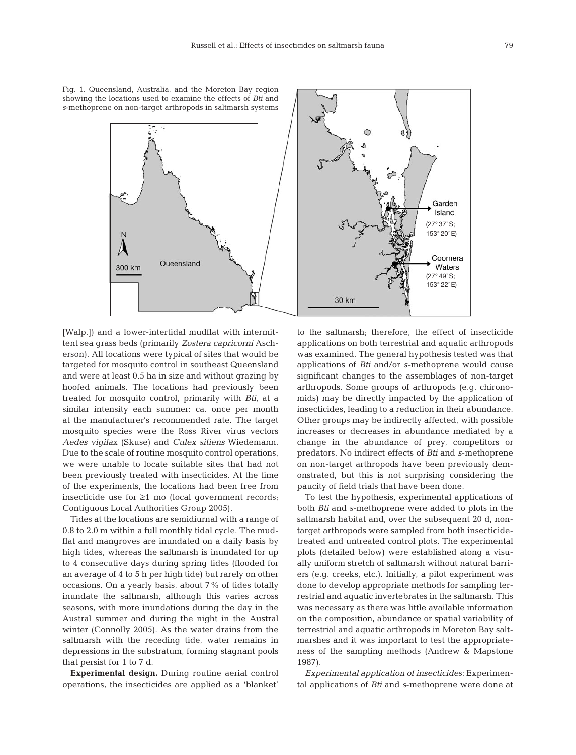Fig. 1. Queensland, Australia, and the Moreton Bay region showing the locations used to examine the effects of *Bti* and *s*-methoprene on non-target arthropods in saltmarsh systems

[Walp.]) and a lower-intertidal mudflat with intermittent sea grass beds (primarily *Zostera capricorni* Ascherson). All locations were typical of sites that would be targeted for mosquito control in southeast Queensland and were at least 0.5 ha in size and without grazing by hoofed animals. The locations had previously been treated for mosquito control, primarily with *Bti*, at a similar intensity each summer: ca. once per month at the manufacturer's recommended rate. The target mosquito species were the Ross River virus vectors *Aedes vigilax* (Skuse) and *Culex sitiens* Wiedemann. Due to the scale of routine mosquito control operations, we were unable to locate suitable sites that had not been previously treated with insecticides. At the time of the experiments, the locations had been free from insecticide use for ≥1 mo (local government records; Contiguous Local Authorities Group 2005).

Tides at the locations are semidiurnal with a range of 0.8 to 2.0 m within a full monthly tidal cycle. The mudflat and mangroves are inundated on a daily basis by high tides, whereas the saltmarsh is inundated for up to 4 consecutive days during spring tides (flooded for an average of 4 to 5 h per high tide) but rarely on other occasions. On a yearly basis, about 7% of tides totally inundate the saltmarsh, although this varies across seasons, with more inundations during the day in the Austral summer and during the night in the Austral winter (Connolly 2005). As the water drains from the saltmarsh with the receding tide, water remains in depressions in the substratum, forming stagnant pools that persist for 1 to 7 d.

**Experimental design.** During routine aerial control operations, the insecticides are applied as a 'blanket' to the saltmarsh; therefore, the effect of insecticide applications on both terrestrial and aquatic arthropods was examined. The general hypothesis tested was that applications of *Bti* and/or *s*-methoprene would cause significant changes to the assemblages of non-target arthropods. Some groups of arthropods (e.g. chironomids) may be directly impacted by the application of insecticides, leading to a reduction in their abundance. Other groups may be indirectly affected, with possible increases or decreases in abundance mediated by a change in the abundance of prey, competitors or predators. No indirect effects of *Bti* and *s*-methoprene on non-target arthropods have been previously demonstrated, but this is not surprising considering the paucity of field trials that have been done.

To test the hypothesis, experimental applications of both *Bti* and *s*-methoprene were added to plots in the saltmarsh habitat and, over the subsequent 20 d, non-target arthropods were sampled from both insecticide-treated and untreated control plots. The experimental plots (detailed below) were established along a visually uniform stretch of saltmarsh without natural barriers (e.g. creeks, etc.). Initially, a pilot experiment was done to develop appropriate methods for sampling terrestrial and aquatic invertebrates in the saltmarsh. This was necessary as there was little available information on the composition, abundance or spatial variability of terrestrial and aquatic arthropods in Moreton Bay saltmarshes and it was important to test the appropriateness of the sampling methods (Andrew & Mapstone 1987).

*Experimental application of insecticides:* Experimental applications of *Bti* and *s*-methoprene were done at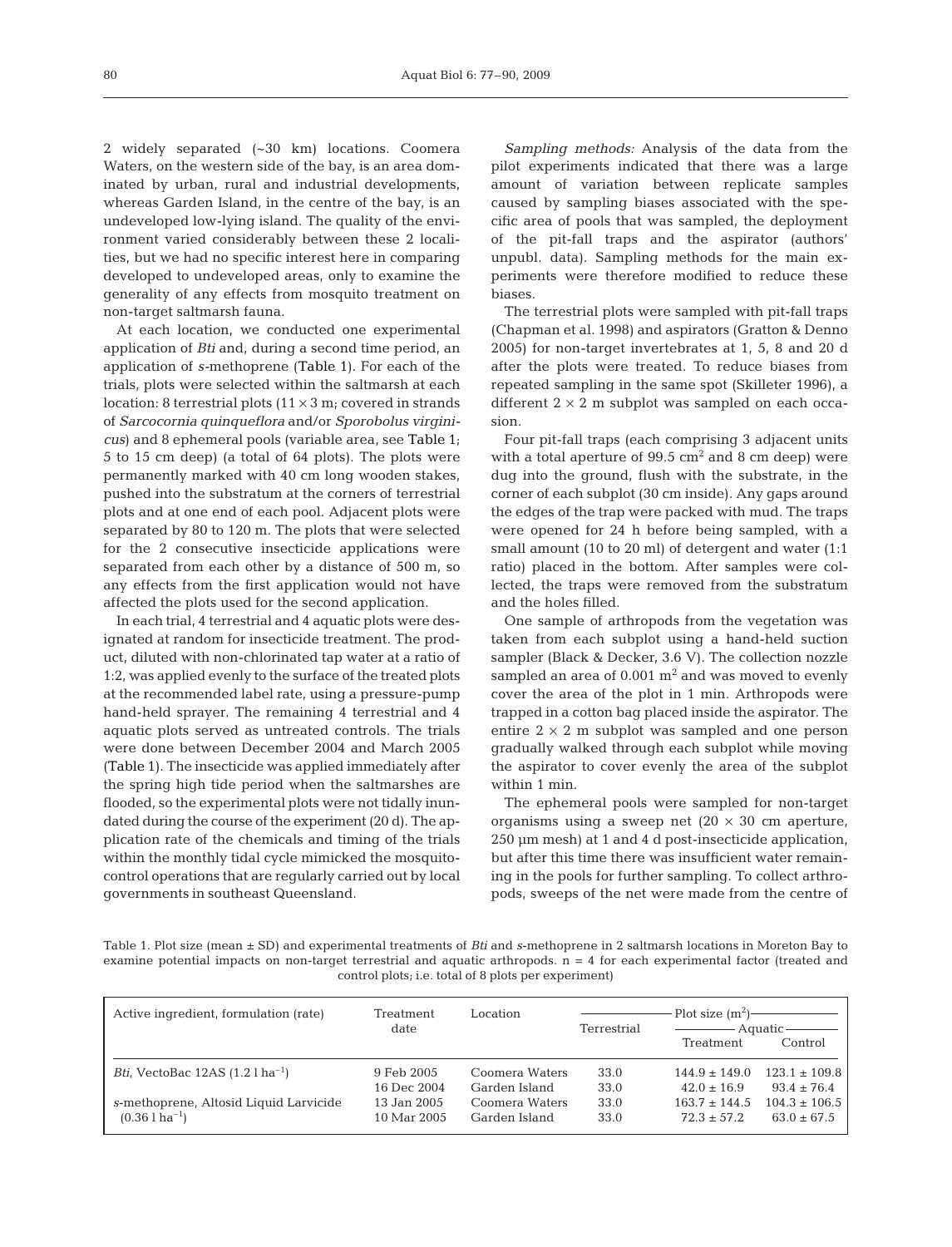2 widely separated (~30 km) locations. Coomera Waters, on the western side of the bay, is an area dominated by urban, rural and industrial developments, whereas Garden Island, in the centre of the bay, is an undeveloped low-lying island. The quality of the environment varied considerably between these 2 localities, but we had no specific interest here in comparing developed to undeveloped areas, only to examine the generality of any effects from mosquito treatment on non-target saltmarsh fauna.

At each location, we conducted one experimental application of *Bti* and, during a second time period, an application of *s*-methoprene (Table 1). For each of the trials, plots were selected within the saltmarsh at each location: 8 terrestrial plots (11 × 3 m; covered in strands of *Sarcocornia quinqueflora* and/or *Sporobolus virginicus*) and 8 ephemeral pools (variable area, see Table 1; 5 to 15 cm deep) (a total of 64 plots). The plots were permanently marked with 40 cm long wooden stakes, pushed into the substratum at the corners of terrestrial plots and at one end of each pool. Adjacent plots were separated by 80 to 120 m. The plots that were selected for the 2 consecutive insecticide applications were separated from each other by a distance of 500 m, so any effects from the first application would not have affected the plots used for the second application.

In each trial, 4 terrestrial and 4 aquatic plots were designated at random for insecticide treatment. The product, diluted with non-chlorinated tap water at a ratio of 1:2, was applied evenly to the surface of the treated plots at the recommended label rate, using a pressure-pump hand-held sprayer. The remaining 4 terrestrial and 4 aquatic plots served as untreated controls. The trials were done between December 2004 and March 2005 (Table 1). The insecticide was applied immediately after the spring high tide period when the saltmarshes are flooded, so the experimental plots were not tidally inundated during the course of the experiment (20 d). The application rate of the chemicals and timing of the trials within the monthly tidal cycle mimicked the mosquito-control operations that are regularly carried out by local governments in southeast Queensland.

*Sampling methods:* Analysis of the data from the pilot experiments indicated that there was a large amount of variation between replicate samples caused by sampling biases associated with the specific area of pools that was sampled, the deployment of the pit-fall traps and the aspirator (authors' unpubl. data). Sampling methods for the main experiments were therefore modified to reduce these biases.

The terrestrial plots were sampled with pit-fall traps (Chapman et al. 1998) and aspirators (Gratton & Denno 2005) for non-target invertebrates at 1, 5, 8 and 20 d after the plots were treated. To reduce biases from repeated sampling in the same spot (Skilleter 1996), a different 2 × 2 m subplot was sampled on each occasion.

Four pit-fall traps (each comprising 3 adjacent units with a total aperture of 99.5 $cm^2$ and 8 cm deep) were dug into the ground, flush with the substrate, in the corner of each subplot (30 cm inside). Any gaps around the edges of the trap were packed with mud. The traps were opened for 24 h before being sampled, with a small amount (10 to 20 ml) of detergent and water (1:1 ratio) placed in the bottom. After samples were collected, the traps were removed from the substratum and the holes filled.

One sample of arthropods from the vegetation was taken from each subplot using a hand-held suction sampler (Black & Decker, 3.6 V). The collection nozzle sampled an area of 0.001 $m^2$ and was moved to evenly cover the area of the plot in 1 min. Arthropods were trapped in a cotton bag placed inside the aspirator. The entire 2 × 2 m subplot was sampled and one person gradually walked through each subplot while moving the aspirator to cover evenly the area of the subplot within 1 min.

The ephemeral pools were sampled for non-target organisms using a sweep net (20 × 30 cm aperture, 250 µm mesh) at 1 and 4 d post-insecticide application, but after this time there was insufficient water remaining in the pools for further sampling. To collect arthropods, sweeps of the net were made from the centre of

Table 1. Plot size (mean ± SD) and experimental treatments of *Bti* and *s*-methoprene in 2 saltmarsh locations in Moreton Bay to examine potential impacts on non-target terrestrial and aquatic arthropods. n = 4 for each experimental factor (treated and control plots; i.e. total of 8 plots per experiment)

| Active ingredient, formulation (rate) | Treatment date | Location | Plot size ($m^2$) | | |
|---|---|---|---|---|---|
| | | | Terrestrial | Aquatic | |
| | | | | Treatment | Control |
| *Bti*, VectoBac 12AS (1.2 l $ha^{-1}$) | 9 Feb 2005 | Coomera Waters | 33.0 | 144.9 ± 149.0 | 123.1 ± 109.8 |
| | 16 Dec 2004 | Garden Island | 33.0 | 42.0 ± 16.9 | 93.4 ± 76.4 |
| *s*-methoprene, Altosid Liquid Larvicide (0.36 l $ha^{-1}$) | 13 Jan 2005 | Coomera Waters | 33.0 | 163.7 ± 144.5 | 104.3 ± 106.5 |
| | 10 Mar 2005 | Garden Island | 33.0 | 72.3 ± 57.2 | 63.0 ± 67.5 |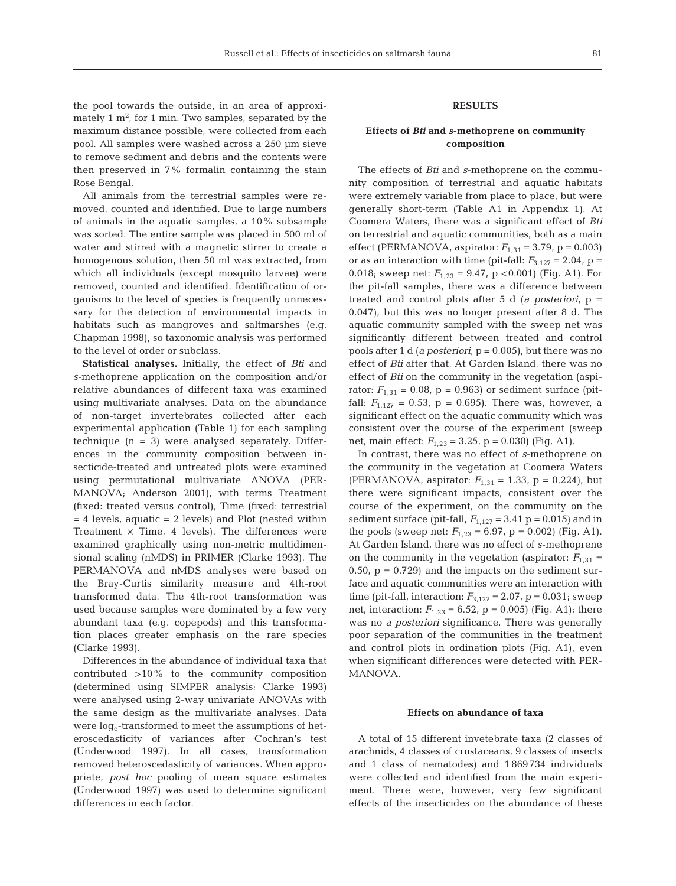the pool towards the outside, in an area of approximately 1 $m^2$, for 1 min. Two samples, separated by the maximum distance possible, were collected from each pool. All samples were washed across a 250 µm sieve to remove sediment and debris and the contents were then preserved in 7% formalin containing the stain Rose Bengal.

All animals from the terrestrial samples were removed, counted and identified. Due to large numbers of animals in the aquatic samples, a 10% subsample was sorted. The entire sample was placed in 500 ml of water and stirred with a magnetic stirrer to create a homogenous solution, then 50 ml was extracted, from which all individuals (except mosquito larvae) were removed, counted and identified. Identification of organisms to the level of species is frequently unnecessary for the detection of environmental impacts in habitats such as mangroves and saltmarshes (e.g. Chapman 1998), so taxonomic analysis was performed to the level of order or subclass.

**Statistical analyses.** Initially, the effect of *Bti* and *s*-methoprene application on the composition and/or relative abundances of different taxa was examined using multivariate analyses. Data on the abundance of non-target invertebrates collected after each experimental application (Table 1) for each sampling technique (n = 3) were analysed separately. Differences in the community composition between insecticide-treated and untreated plots were examined using permutational multivariate ANOVA (PERMANOVA; Anderson 2001), with terms Treatment (fixed: treated versus control), Time (fixed: terrestrial = 4 levels, aquatic = 2 levels) and Plot (nested within Treatment × Time, 4 levels). The differences were examined graphically using non-metric multidimensional scaling (nMDS) in PRIMER (Clarke 1993). The PERMANOVA and nMDS analyses were based on the Bray-Curtis similarity measure and 4th-root transformed data. The 4th-root transformation was used because samples were dominated by a few very abundant taxa (e.g. copepods) and this transformation places greater emphasis on the rare species (Clarke 1993).

Differences in the abundance of individual taxa that contributed >10% to the community composition (determined using SIMPER analysis; Clarke 1993) were analysed using 2-way univariate ANOVAs with the same design as the multivariate analyses. Data were $\log_e$-transformed to meet the assumptions of heteroscedasticity of variances after Cochran's test (Underwood 1997). In all cases, transformation removed heteroscedasticity of variances. When appropriate, *post hoc* pooling of mean square estimates (Underwood 1997) was used to determine significant differences in each factor.

## RESULTS

### Effects of *Bti* and *s*-methoprene on community composition

The effects of *Bti* and *s*-methoprene on the community composition of terrestrial and aquatic habitats were extremely variable from place to place, but were generally short-term (Table A1 in Appendix 1). At Coomera Waters, there was a significant effect of *Bti* on terrestrial and aquatic communities, both as a main effect (PERMANOVA, aspirator: $F_{1,31} = 3.79$, p = 0.003) or as an interaction with time (pit-fall: $F_{3,127} = 2.04$, p = 0.018; sweep net: $F_{1,23} = 9.47$, p <0.001) (Fig. A1). For the pit-fall samples, there was a difference between treated and control plots after 5 d (*a posteriori*, p = 0.047), but this was no longer present after 8 d. The aquatic community sampled with the sweep net was significantly different between treated and control pools after 1 d (*a posteriori*, p = 0.005), but there was no effect of *Bti* after that. At Garden Island, there was no effect of *Bti* on the community in the vegetation (aspirator: $F_{1,31} = 0.08$, p = 0.963) or sediment surface (pit-fall: $F_{1,127} = 0.53$, p = 0.695). There was, however, a significant effect on the aquatic community which was consistent over the course of the experiment (sweep net, main effect: $F_{1,23} = 3.25$, p = 0.030) (Fig. A1).

In contrast, there was no effect of *s*-methoprene on the community in the vegetation at Coomera Waters (PERMANOVA, aspirator: $F_{1,31} = 1.33$, p = 0.224), but there were significant impacts, consistent over the course of the experiment, on the community on the sediment surface (pit-fall, $F_{1,127} = 3.41$ p = 0.015) and in the pools (sweep net: $F_{1,23} = 6.97$, p = 0.002) (Fig. A1). At Garden Island, there was no effect of *s*-methoprene on the community in the vegetation (aspirator: $F_{1,31} = 0.50$, p = 0.729) and the impacts on the sediment surface and aquatic communities were an interaction with time (pit-fall, interaction: $F_{3,127} = 2.07$, p = 0.031; sweep net, interaction: $F_{1,23} = 6.52$, p = 0.005) (Fig. A1); there was no *a posteriori* significance. There was generally poor separation of the communities in the treatment and control plots in ordination plots (Fig. A1), even when significant differences were detected with PERMANOVA.

### Effects on abundance of taxa

A total of 15 different invetebrate taxa (2 classes of arachnids, 4 classes of crustaceans, 9 classes of insects and 1 class of nematodes) and 1 869 734 individuals were collected and identified from the main experiment. There were, however, very few significant effects of the insecticides on the abundance of these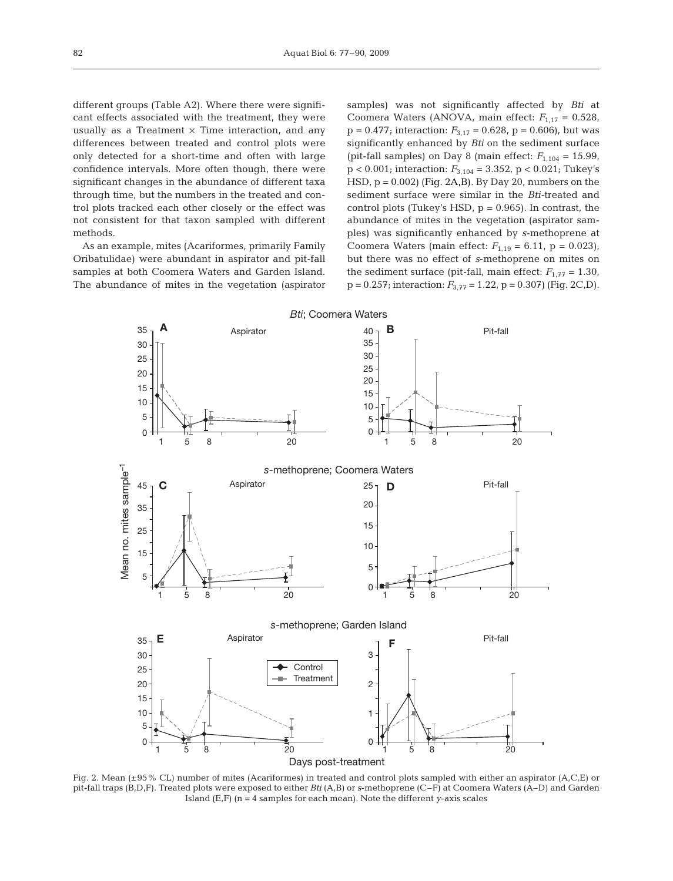different groups (Table A2). Where there were significant effects associated with the treatment, they were usually as a Treatment × Time interaction, and any differences between treated and control plots were only detected for a short-time and often with large confidence intervals. More often though, there were significant changes in the abundance of different taxa through time, but the numbers in the treated and control plots tracked each other closely or the effect was not consistent for that taxon sampled with different methods.

As an example, mites (Acariformes, primarily Family Oribatulidae) were abundant in aspirator and pit-fall samples at both Coomera Waters and Garden Island. The abundance of mites in the vegetation (aspirator samples) was not significantly affected by *Bti* at Coomera Waters (ANOVA, main effect: $F_{1,17} = 0.528$, $p = 0.477$; interaction: $F_{3,17} = 0.628$, $p = 0.606$), but was significantly enhanced by *Bti* on the sediment surface (pit-fall samples) on Day 8 (main effect: $F_{1,104} = 15.99$, $p < 0.001$; interaction: $F_{3,104} = 3.352$, $p < 0.021$; Tukey's HSD, $p = 0.002$) (Fig. 2A,B). By Day 20, numbers on the sediment surface were similar in the *Bti*-treated and control plots (Tukey's HSD, $p = 0.965$). In contrast, the abundance of mites in the vegetation (aspirator samples) was significantly enhanced by *s*-methoprene at Coomera Waters (main effect: $F_{1,19} = 6.11$, $p = 0.023$), but there was no effect of *s*-methoprene on mites on the sediment surface (pit-fall, main effect: $F_{1,77} = 1.30$, $p = 0.257$; interaction: $F_{3,77} = 1.22$, $p = 0.307$) (Fig. 2C,D).

Fig. 2. Mean (±95% CL) number of mites (Acariformes) in treated and control plots sampled with either an aspirator (A,C,E) or pit-fall traps (B,D,F). Treated plots were exposed to either *Bti* (A,B) or *s*-methoprene (C–F) at Coomera Waters (A–D) and Garden Island (E,F) (n = 4 samples for each mean). Note the different *y*-axis scales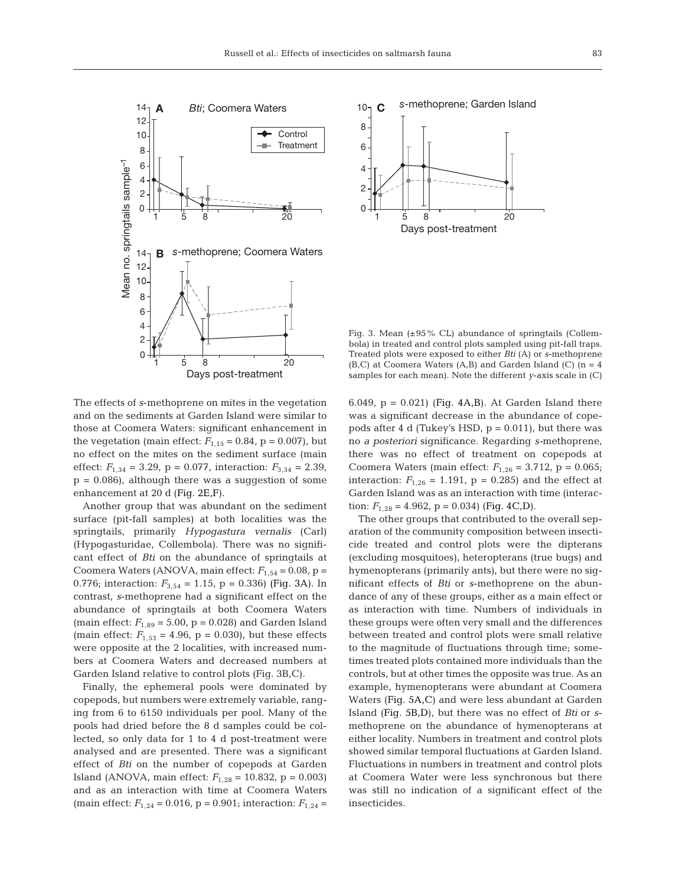Fig. 3. Mean (±95% CL) abundance of springtails (Collembola) in treated and control plots sampled using pit-fall traps. Treated plots were exposed to either *Bti* (A) or *s*-methoprene (B,C) at Coomera Waters (A,B) and Garden Island (C) (n = 4 samples for each mean). Note the different *y*-axis scale in (C)

The effects of *s*-methoprene on mites in the vegetation and on the sediments at Garden Island were similar to those at Coomera Waters: significant enhancement in the vegetation (main effect: $F_{1,15} = 0.84$, p = 0.007), but no effect on the mites on the sediment surface (main effect: $F_{1,34} = 3.29$, p = 0.077, interaction: $F_{3,34} = 2.39$, p = 0.086), although there was a suggestion of some enhancement at 20 d (Fig. 2E,F).

Another group that was abundant on the sediment surface (pit-fall samples) at both localities was the springtails, primarily *Hypogastura vernalis* (Carl) (Hypogasturidae, Collembola). There was no significant effect of *Bti* on the abundance of springtails at Coomera Waters (ANOVA, main effect: $F_{1,54} = 0.08$, p = 0.776; interaction: $F_{3,54} = 1.15$, p = 0.336) (Fig. 3A). In contrast, *s*-methoprene had a significant effect on the abundance of springtails at both Coomera Waters (main effect: $F_{1,89} = 5.00$, p = 0.028) and Garden Island (main effect: $F_{1,53} = 4.96$, p = 0.030), but these effects were opposite at the 2 localities, with increased numbers at Coomera Waters and decreased numbers at Garden Island relative to control plots (Fig. 3B,C).

Finally, the ephemeral pools were dominated by copepods, but numbers were extremely variable, ranging from 6 to 6150 individuals per pool. Many of the pools had dried before the 8 d samples could be collected, so only data for 1 to 4 d post-treatment were analysed and are presented. There was a significant effect of *Bti* on the number of copepods at Garden Island (ANOVA, main effect: $F_{1,28} = 10.832$, p = 0.003) and as an interaction with time at Coomera Waters (main effect: $F_{1,24} = 0.016$, p = 0.901; interaction: $F_{1,24} = 6.049$, p = 0.021) (Fig. 4A,B). At Garden Island there was a significant decrease in the abundance of copepods after 4 d (Tukey's HSD, p = 0.011), but there was no *a posteriori* significance. Regarding *s*-methoprene, there was no effect of treatment on copepods at Coomera Waters (main effect: $F_{1,26} = 3.712$, p = 0.065; interaction: $F_{1,26} = 1.191$, p = 0.285) and the effect at Garden Island was as an interaction with time (interaction: $F_{1,28} = 4.962$, p = 0.034) (Fig. 4C,D).

The other groups that contributed to the overall separation of the community composition between insecticide treated and control plots were the dipterans (excluding mosquitoes), heteropterans (true bugs) and hymenopterans (primarily ants), but there were no significant effects of *Bti* or *s*-methoprene on the abundance of any of these groups, either as a main effect or as interaction with time. Numbers of individuals in these groups were often very small and the differences between treated and control plots were small relative to the magnitude of fluctuations through time; sometimes treated plots contained more individuals than the controls, but at other times the opposite was true. As an example, hymenopterans were abundant at Coomera Waters (Fig. 5A,C) and were less abundant at Garden Island (Fig. 5B,D), but there was no effect of *Bti* or *s*-methoprene on the abundance of hymenopterans at either locality. Numbers in treatment and control plots showed similar temporal fluctuations at Garden Island. Fluctuations in numbers in treatment and control plots at Coomera Water were less synchronous but there was still no indication of a significant effect of the insecticides.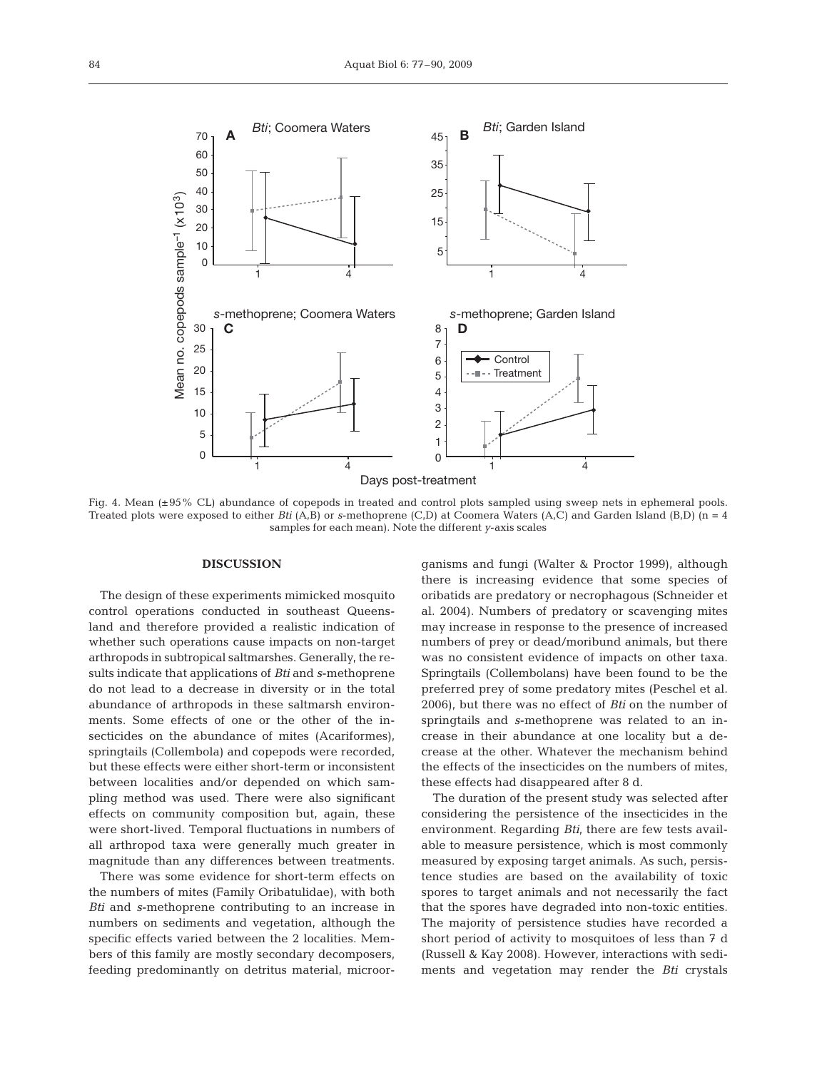Fig. 4. Mean (±95% CL) abundance of copepods in treated and control plots sampled using sweep nets in ephemeral pools. Treated plots were exposed to either *Bti* (A,B) or *s*-methoprene (C,D) at Coomera Waters (A,C) and Garden Island (B,D) (n = 4 samples for each mean). Note the different *y*-axis scales

## DISCUSSION

The design of these experiments mimicked mosquito control operations conducted in southeast Queensland and therefore provided a realistic indication of whether such operations cause impacts on non-target arthropods in subtropical saltmarshes. Generally, the results indicate that applications of *Bti* and *s*-methoprene do not lead to a decrease in diversity or in the total abundance of arthropods in these saltmarsh environments. Some effects of one or the other of the insecticides on the abundance of mites (Acariformes), springtails (Collembola) and copepods were recorded, but these effects were either short-term or inconsistent between localities and/or depended on which sampling method was used. There were also significant effects on community composition but, again, these were short-lived. Temporal fluctuations in numbers of all arthropod taxa were generally much greater in magnitude than any differences between treatments.

There was some evidence for short-term effects on the numbers of mites (Family Oribatulidae), with both *Bti* and *s*-methoprene contributing to an increase in numbers on sediments and vegetation, although the specific effects varied between the 2 localities. Members of this family are mostly secondary decomposers, feeding predominantly on detritus material, microorganisms and fungi (Walter & Proctor 1999), although there is increasing evidence that some species of oribatids are predatory or necrophagous (Schneider et al. 2004). Numbers of predatory or scavenging mites may increase in response to the presence of increased numbers of prey or dead/moribund animals, but there was no consistent evidence of impacts on other taxa. Springtails (Collembolans) have been found to be the preferred prey of some predatory mites (Peschel et al. 2006), but there was no effect of *Bti* on the number of springtails and *s*-methoprene was related to an increase in their abundance at one locality but a decrease at the other. Whatever the mechanism behind the effects of the insecticides on the numbers of mites, these effects had disappeared after 8 d.

The duration of the present study was selected after considering the persistence of the insecticides in the environment. Regarding *Bti*, there are few tests available to measure persistence, which is most commonly measured by exposing target animals. As such, persistence studies are based on the availability of toxic spores to target animals and not necessarily the fact that the spores have degraded into non-toxic entities. The majority of persistence studies have recorded a short period of activity to mosquitoes of less than 7 d (Russell & Kay 2008). However, interactions with sediments and vegetation may render the *Bti* crystals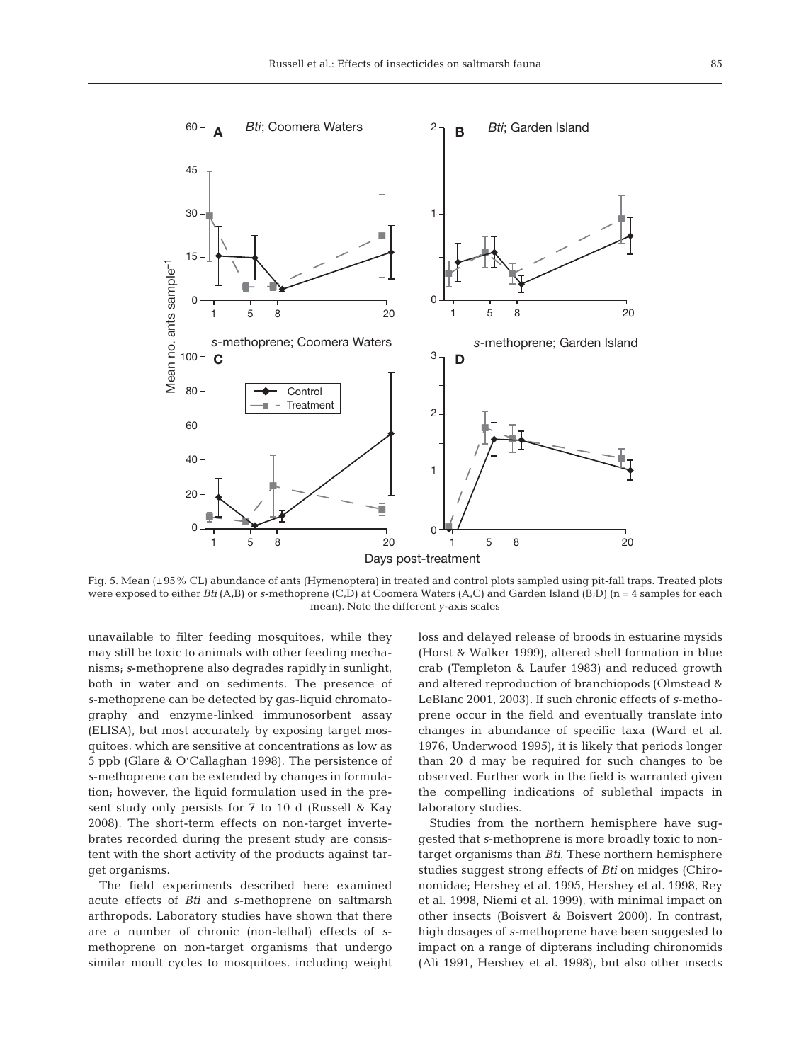Fig. 5. Mean (±95% CL) abundance of ants (Hymenoptera) in treated and control plots sampled using pit-fall traps. Treated plots were exposed to either *Bti* (A,B) or *s*-methoprene (C,D) at Coomera Waters (A,C) and Garden Island (B;D) (n = 4 samples for each mean). Note the different *y*-axis scales

unavailable to filter feeding mosquitoes, while they may still be toxic to animals with other feeding mechanisms; *s*-methoprene also degrades rapidly in sunlight, both in water and on sediments. The presence of *s*-methoprene can be detected by gas-liquid chromatography and enzyme-linked immunosorbent assay (ELISA), but most accurately by exposing target mosquitoes, which are sensitive at concentrations as low as 5 ppb (Glare & O'Callaghan 1998). The persistence of *s*-methoprene can be extended by changes in formulation; however, the liquid formulation used in the present study only persists for 7 to 10 d (Russell & Kay 2008). The short-term effects on non-target invertebrates recorded during the present study are consistent with the short activity of the products against target organisms.

The field experiments described here examined acute effects of *Bti* and *s*-methoprene on saltmarsh arthropods. Laboratory studies have shown that there are a number of chronic (non-lethal) effects of *s*-methoprene on non-target organisms that undergo similar moult cycles to mosquitoes, including weight loss and delayed release of broods in estuarine mysids (Horst & Walker 1999), altered shell formation in blue crab (Templeton & Laufer 1983) and reduced growth and altered reproduction of branchiopods (Olmstead & LeBlanc 2001, 2003). If such chronic effects of *s*-methoprene occur in the field and eventually translate into changes in abundance of specific taxa (Ward et al. 1976, Underwood 1995), it is likely that periods longer than 20 d may be required for such changes to be observed. Further work in the field is warranted given the compelling indications of sublethal impacts in laboratory studies.

Studies from the northern hemisphere have suggested that *s*-methoprene is more broadly toxic to non-target organisms than *Bti*. These northern hemisphere studies suggest strong effects of *Bti* on midges (Chironomidae; Hershey et al. 1995, Hershey et al. 1998, Rey et al. 1998, Niemi et al. 1999), with minimal impact on other insects (Boisvert & Boisvert 2000). In contrast, high dosages of *s*-methoprene have been suggested to impact on a range of dipterans including chironomids (Ali 1991, Hershey et al. 1998), but also other insects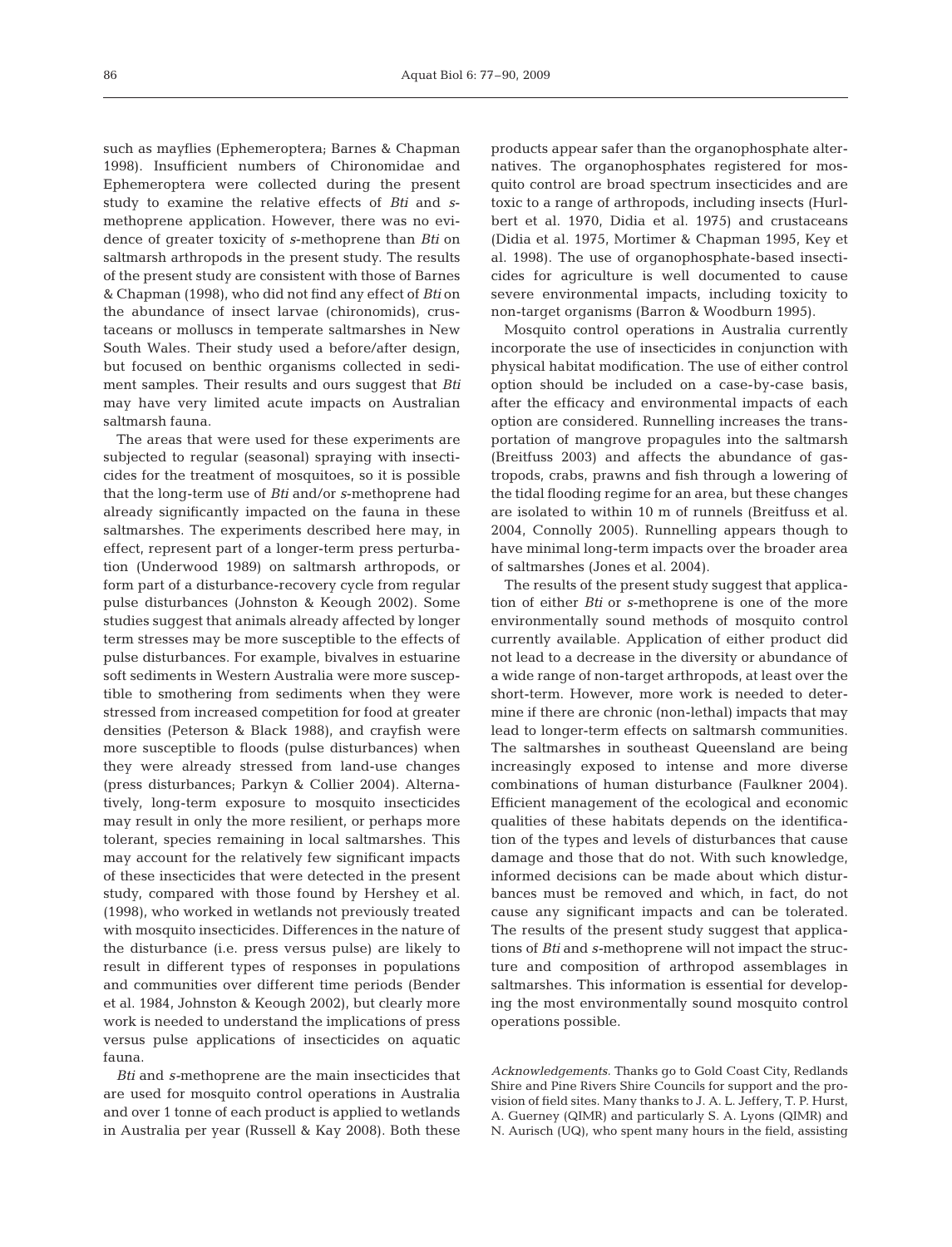such as mayflies (Ephemeroptera; Barnes & Chapman 1998). Insufficient numbers of Chironomidae and Ephemeroptera were collected during the present study to examine the relative effects of *Bti* and *s*-methoprene application. However, there was no evidence of greater toxicity of *s*-methoprene than *Bti* on saltmarsh arthropods in the present study. The results of the present study are consistent with those of Barnes & Chapman (1998), who did not find any effect of *Bti* on the abundance of insect larvae (chironomids), crustaceans or molluscs in temperate saltmarshes in New South Wales. Their study used a before/after design, but focused on benthic organisms collected in sediment samples. Their results and ours suggest that *Bti* may have very limited acute impacts on Australian saltmarsh fauna.

The areas that were used for these experiments are subjected to regular (seasonal) spraying with insecticides for the treatment of mosquitoes, so it is possible that the long-term use of *Bti* and/or *s*-methoprene had already significantly impacted on the fauna in these saltmarshes. The experiments described here may, in effect, represent part of a longer-term press perturbation (Underwood 1989) on saltmarsh arthropods, or form part of a disturbance-recovery cycle from regular pulse disturbances (Johnston & Keough 2002). Some studies suggest that animals already affected by longer term stresses may be more susceptible to the effects of pulse disturbances. For example, bivalves in estuarine soft sediments in Western Australia were more susceptible to smothering from sediments when they were stressed from increased competition for food at greater densities (Peterson & Black 1988), and crayfish were more susceptible to floods (pulse disturbances) when they were already stressed from land-use changes (press disturbances; Parkyn & Collier 2004). Alternatively, long-term exposure to mosquito insecticides may result in only the more resilient, or perhaps more tolerant, species remaining in local saltmarshes. This may account for the relatively few significant impacts of these insecticides that were detected in the present study, compared with those found by Hershey et al. (1998), who worked in wetlands not previously treated with mosquito insecticides. Differences in the nature of the disturbance (i.e. press versus pulse) are likely to result in different types of responses in populations and communities over different time periods (Bender et al. 1984, Johnston & Keough 2002), but clearly more work is needed to understand the implications of press versus pulse applications of insecticides on aquatic fauna.

*Bti* and *s*-methoprene are the main insecticides that are used for mosquito control operations in Australia and over 1 tonne of each product is applied to wetlands in Australia per year (Russell & Kay 2008). Both these products appear safer than the organophosphate alternatives. The organophosphates registered for mosquito control are broad spectrum insecticides and are toxic to a range of arthropods, including insects (Hurlbert et al. 1970, Didia et al. 1975) and crustaceans (Didia et al. 1975, Mortimer & Chapman 1995, Key et al. 1998). The use of organophosphate-based insecticides for agriculture is well documented to cause severe environmental impacts, including toxicity to non-target organisms (Barron & Woodburn 1995).

Mosquito control operations in Australia currently incorporate the use of insecticides in conjunction with physical habitat modification. The use of either control option should be included on a case-by-case basis, after the efficacy and environmental impacts of each option are considered. Runnelling increases the transportation of mangrove propagules into the saltmarsh (Breitfuss 2003) and affects the abundance of gastropods, crabs, prawns and fish through a lowering of the tidal flooding regime for an area, but these changes are isolated to within 10 m of runnels (Breitfuss et al. 2004, Connolly 2005). Runnelling appears though to have minimal long-term impacts over the broader area of saltmarshes (Jones et al. 2004).

The results of the present study suggest that application of either *Bti* or *s*-methoprene is one of the more environmentally sound methods of mosquito control currently available. Application of either product did not lead to a decrease in the diversity or abundance of a wide range of non-target arthropods, at least over the short-term. However, more work is needed to determine if there are chronic (non-lethal) impacts that may lead to longer-term effects on saltmarsh communities. The saltmarshes in southeast Queensland are being increasingly exposed to intense and more diverse combinations of human disturbance (Faulkner 2004). Efficient management of the ecological and economic qualities of these habitats depends on the identification of the types and levels of disturbances that cause damage and those that do not. With such knowledge, informed decisions can be made about which disturbances must be removed and which, in fact, do not cause any significant impacts and can be tolerated. The results of the present study suggest that applications of *Bti* and *s*-methoprene will not impact the structure and composition of arthropod assemblages in saltmarshes. This information is essential for developing the most environmentally sound mosquito control operations possible.

*Acknowledgements.* Thanks go to Gold Coast City, Redlands Shire and Pine Rivers Shire Councils for support and the provision of field sites. Many thanks to J. A. L. Jeffery, T. P. Hurst, A. Guerney (QIMR) and particularly S. A. Lyons (QIMR) and N. Aurisch (UQ), who spent many hours in the field, assisting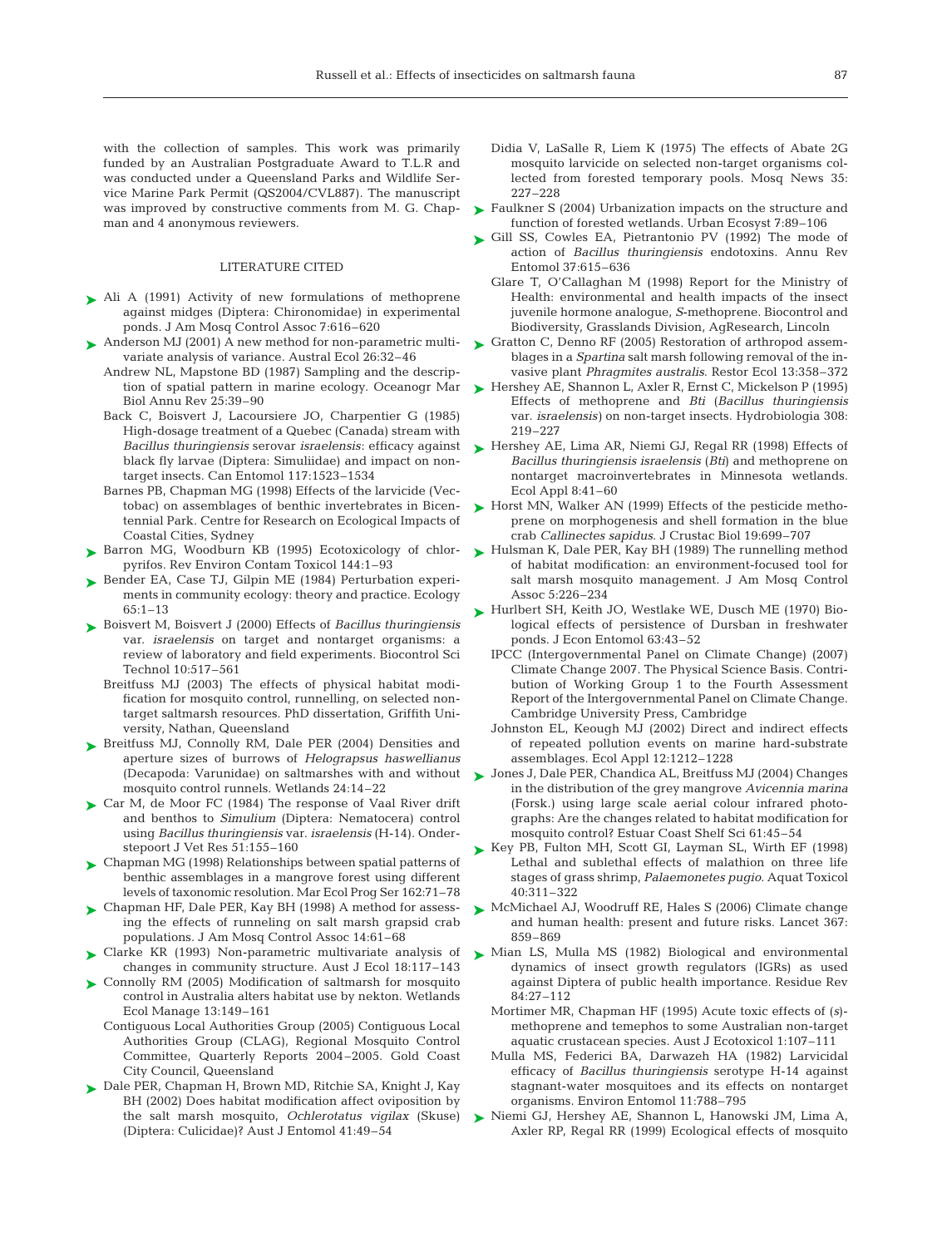with the collection of samples. This work was primarily funded by an Australian Postgraduate Award to T.L.R and was conducted under a Queensland Parks and Wildlife Service Marine Park Permit (QS2004/CVL887). The manuscript was improved by constructive comments from M. G. Chapman and 4 anonymous reviewers.

## LITERATURE CITED

- Ali A (1991) Activity of new formulations of methoprene against midges (Diptera: Chironomidae) in experimental ponds. J Am Mosq Control Assoc 7:616–620
- Anderson MJ (2001) A new method for non-parametric multivariate analysis of variance. Austral Ecol 26:32–46
- Andrew NL, Mapstone BD (1987) Sampling and the description of spatial pattern in marine ecology. Oceanogr Mar Biol Annu Rev 25:39–90
- Back C, Boisvert J, Lacoursiere JO, Charpentier G (1985) High-dosage treatment of a Quebec (Canada) stream with *Bacillus thuringiensis* serovar *israelensis*: efficacy against black fly larvae (Diptera: Simuliidae) and impact on non-target insects. Can Entomol 117:1523–1534
- Barnes PB, Chapman MG (1998) Effects of the larvicide (Vectobac) on assemblages of benthic invertebrates in Bicentennial Park. Centre for Research on Ecological Impacts of Coastal Cities, Sydney
- Barron MG, Woodburn KB (1995) Ecotoxicology of chlorpyrifos. Rev Environ Contam Toxicol 144:1–93
- Bender EA, Case TJ, Gilpin ME (1984) Perturbation experiments in community ecology: theory and practice. Ecology 65:1–13
- Boisvert M, Boisvert J (2000) Effects of *Bacillus thuringiensis* var. *israelensis* on target and nontarget organisms: a review of laboratory and field experiments. Biocontrol Sci Technol 10:517–561
- Breitfuss MJ (2003) The effects of physical habitat modification for mosquito control, runnelling, on selected nontarget saltmarsh resources. PhD dissertation, Griffith University, Nathan, Queensland
- Breitfuss MJ, Connolly RM, Dale PER (2004) Densities and aperture sizes of burrows of *Helograpsus haswellianus* (Decapoda: Varunidae) on saltmarshes with and without mosquito control runnels. Wetlands 24:14–22
- Car M, de Moor FC (1984) The response of Vaal River drift and benthos to *Simulium* (Diptera: Nematocera) control using *Bacillus thuringiensis* var. *israelensis* (H-14). Onderstepoort J Vet Res 51:155–160
- Chapman MG (1998) Relationships between spatial patterns of benthic assemblages in a mangrove forest using different levels of taxonomic resolution. Mar Ecol Prog Ser 162:71–78
- Chapman HF, Dale PER, Kay BH (1998) A method for assessing the effects of runneling on salt marsh grapsid crab populations. J Am Mosq Control Assoc 14:61–68
- Clarke KR (1993) Non-parametric multivariate analysis of changes in community structure. Aust J Ecol 18:117–143
- Connolly RM (2005) Modification of saltmarsh for mosquito control in Australia alters habitat use by nekton. Wetlands Ecol Manage 13:149–161
- Contiguous Local Authorities Group (2005) Contiguous Local Authorities Group (CLAG), Regional Mosquito Control Committee, Quarterly Reports 2004–2005. Gold Coast City Council, Queensland
- Dale PER, Chapman H, Brown MD, Ritchie SA, Knight J, Kay BH (2002) Does habitat modification affect oviposition by the salt marsh mosquito, *Ochlerotatus vigilax* (Skuse) (Diptera: Culicidae)? Aust J Entomol 41:49–54
- Didia V, LaSalle R, Liem K (1975) The effects of Abate 2G mosquito larvicide on selected non-target organisms collected from forested temporary pools. Mosq News 35: 227–228
- Faulkner S (2004) Urbanization impacts on the structure and function of forested wetlands. Urban Ecosyst 7:89–106
- Gill SS, Cowles EA, Pietrantonio PV (1992) The mode of action of *Bacillus thuringiensis* endotoxins. Annu Rev Entomol 37:615–636
- Glare T, O'Callaghan M (1998) Report for the Ministry of Health: environmental and health impacts of the insect juvenile hormone analogue, *S*-methoprene. Biocontrol and Biodiversity, Grasslands Division, AgResearch, Lincoln
- Gratton C, Denno RF (2005) Restoration of arthropod assemblages in a *Spartina* salt marsh following removal of the invasive plant *Phragmites australis*. Restor Ecol 13:358–372
- Hershey AE, Shannon L, Axler R, Ernst C, Mickelson P (1995) Effects of methoprene and *Bti* (*Bacillus thuringiensis* var. *israelensis*) on non-target insects. Hydrobiologia 308: 219–227
- Hershey AE, Lima AR, Niemi GJ, Regal RR (1998) Effects of *Bacillus thuringiensis israelensis* (*Bti*) and methoprene on nontarget macroinvertebrates in Minnesota wetlands. Ecol Appl 8:41–60
- Horst MN, Walker AN (1999) Effects of the pesticide methoprene on morphogenesis and shell formation in the blue crab *Callinectes sapidus*. J Crustac Biol 19:699–707
- Hulsman K, Dale PER, Kay BH (1989) The runnelling method of habitat modification: an environment-focused tool for salt marsh mosquito management. J Am Mosq Control Assoc 5:226–234
- Hurlbert SH, Keith JO, Westlake WE, Dusch ME (1970) Biological effects of persistence of Dursban in freshwater ponds. J Econ Entomol 63:43–52
- IPCC (Intergovernmental Panel on Climate Change) (2007) Climate Change 2007. The Physical Science Basis. Contribution of Working Group 1 to the Fourth Assessment Report of the Intergovernmental Panel on Climate Change. Cambridge University Press, Cambridge
- Johnston EL, Keough MJ (2002) Direct and indirect effects of repeated pollution events on marine hard-substrate assemblages. Ecol Appl 12:1212–1228
- Jones J, Dale PER, Chandica AL, Breitfuss MJ (2004) Changes in the distribution of the grey mangrove *Avicennia marina* (Forsk.) using large scale aerial colour infrared photographs: Are the changes related to habitat modification for mosquito control? Estuar Coast Shelf Sci 61:45–54
- Key PB, Fulton MH, Scott GI, Layman SL, Wirth EF (1998) Lethal and sublethal effects of malathion on three life stages of grass shrimp, *Palaemonetes pugio*. Aquat Toxicol 40:311–322
- McMichael AJ, Woodruff RE, Hales S (2006) Climate change and human health: present and future risks. Lancet 367: 859–869
- Mian LS, Mulla MS (1982) Biological and environmental dynamics of insect growth regulators (IGRs) as used against Diptera of public health importance. Residue Rev 84:27–112
- Mortimer MR, Chapman HF (1995) Acute toxic effects of (*s*)-methoprene and temephos to some Australian non-target aquatic crustacean species. Aust J Ecotoxicol 1:107–111
- Mulla MS, Federici BA, Darwazeh HA (1982) Larvicidal efficacy of *Bacillus thuringiensis* serotype H-14 against stagnant-water mosquitoes and its effects on nontarget organisms. Environ Entomol 11:788–795
- Niemi GJ, Hershey AE, Shannon L, Hanowski JM, Lima A, Axler RP, Regal RR (1999) Ecological effects of mosquito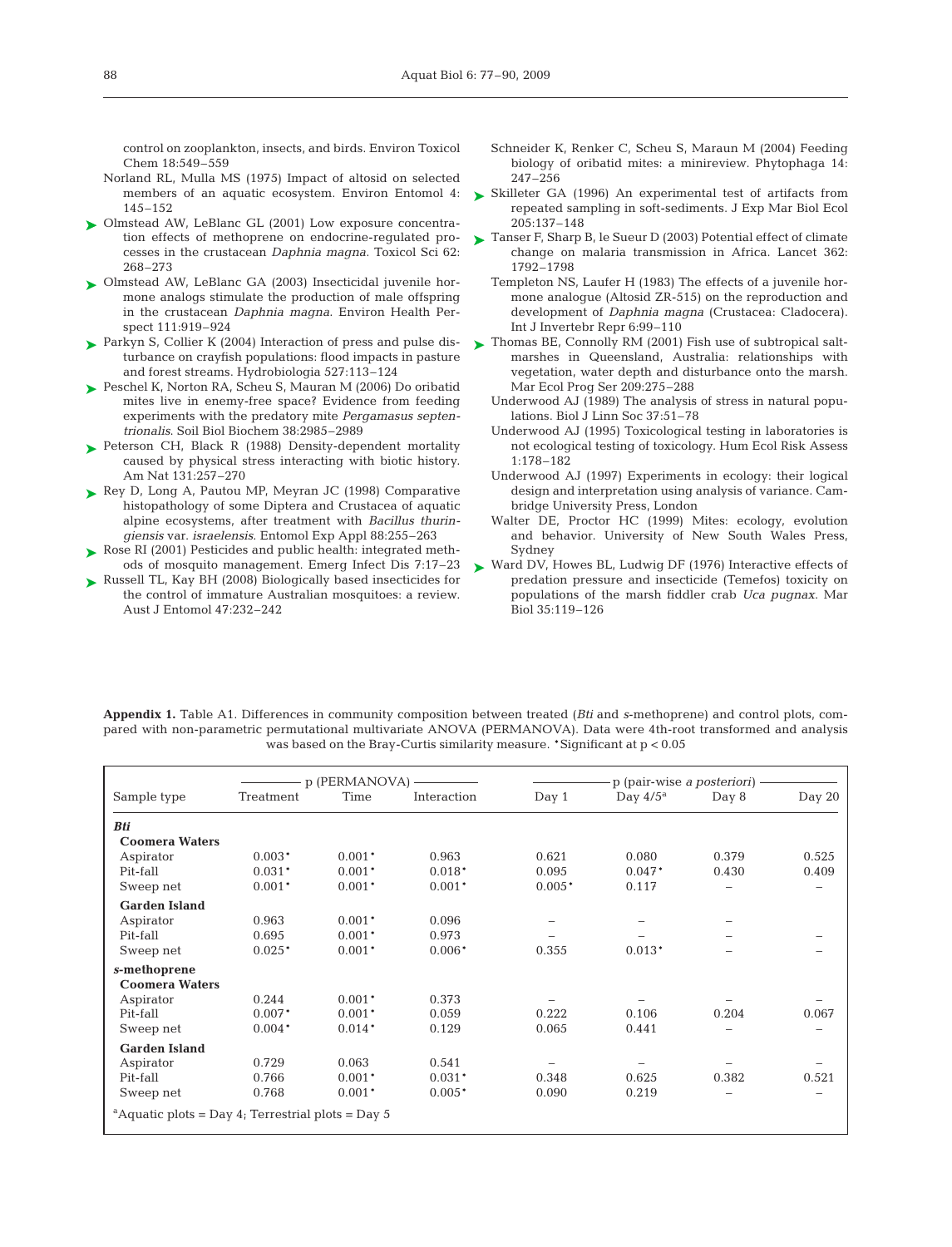control on zooplankton, insects, and birds. Environ Toxicol Chem 18:549–559

Norland RL, Mulla MS (1975) Impact of altosid on selected members of an aquatic ecosystem. Environ Entomol 4: 145–152

Olmstead AW, LeBlanc GL (2001) Low exposure concentration effects of methoprene on endocrine-regulated processes in the crustacean *Daphnia magna*. Toxicol Sci 62: 268–273

Olmstead AW, LeBlanc GA (2003) Insecticidal juvenile hormone analogs stimulate the production of male offspring in the crustacean *Daphnia magna*. Environ Health Perspect 111:919–924

Parkyn S, Collier K (2004) Interaction of press and pulse disturbance on crayfish populations: flood impacts in pasture and forest streams. Hydrobiologia 527:113–124

Peschel K, Norton RA, Scheu S, Mauran M (2006) Do oribatid mites live in enemy-free space? Evidence from feeding experiments with the predatory mite *Pergamasus septentrionalis*. Soil Biol Biochem 38:2985–2989

Peterson CH, Black R (1988) Density-dependent mortality caused by physical stress interacting with biotic history. Am Nat 131:257–270

Rey D, Long A, Pautou MP, Meyran JC (1998) Comparative histopathology of some Diptera and Crustacea of aquatic alpine ecosystems, after treatment with *Bacillus thuringiensis* var. *israelensis*. Entomol Exp Appl 88:255–263

Rose RI (2001) Pesticides and public health: integrated methods of mosquito management. Emerg Infect Dis 7:17–23

Russell TL, Kay BH (2008) Biologically based insecticides for the control of immature Australian mosquitoes: a review. Aust J Entomol 47:232–242

Schneider K, Renker C, Scheu S, Maraun M (2004) Feeding biology of oribatid mites: a minireview. Phytophaga 14: 247–256

Skilleter GA (1996) An experimental test of artifacts from repeated sampling in soft-sediments. J Exp Mar Biol Ecol 205:137–148

Tanser F, Sharp B, le Sueur D (2003) Potential effect of climate change on malaria transmission in Africa. Lancet 362: 1792–1798

Templeton NS, Laufer H (1983) The effects of a juvenile hormone analogue (Altosid ZR-515) on the reproduction and development of *Daphnia magna* (Crustacea: Cladocera). Int J Invertebr Repr 6:99–110

Thomas BE, Connolly RM (2001) Fish use of subtropical saltmarshes in Queensland, Australia: relationships with vegetation, water depth and disturbance onto the marsh. Mar Ecol Prog Ser 209:275–288

Underwood AJ (1989) The analysis of stress in natural populations. Biol J Linn Soc 37:51–78

Underwood AJ (1995) Toxicological testing in laboratories is not ecological testing of toxicology. Hum Ecol Risk Assess 1:178–182

Underwood AJ (1997) Experiments in ecology: their logical design and interpretation using analysis of variance. Cambridge University Press, London

Walter DE, Proctor HC (1999) Mites: ecology, evolution and behavior. University of New South Wales Press, Sydney

Ward DV, Howes BL, Ludwig DF (1976) Interactive effects of predation pressure and insecticide (Temefos) toxicity on populations of the marsh fiddler crab *Uca pugnax*. Mar Biol 35:119–126

**Appendix 1.** Table A1. Differences in community composition between treated (*Bti* and *s*-methoprene) and control plots, compared with non-parametric permutational multivariate ANOVA (PERMANOVA). Data were 4th-root transformed and analysis was based on the Bray-Curtis similarity measure. *Significant at $p < 0.05$

| Sample type | p (PERMANOVA) | | | p (pair-wise *a posteriori*) | | | |
|---|---|---|---|---|---|---|---|
| | Treatment | Time | Interaction | Day 1 | Day 4/5[a] | Day 8 | Day 20 |
| ***Bti*** | | | | | | | |
| **Coomera Waters** | | | | | | | |
| Aspirator | 0.003* | 0.001* | 0.963 | 0.621 | 0.080 | 0.379 | 0.525 |
| Pit-fall | 0.031* | 0.001* | 0.018* | 0.095 | 0.047* | 0.430 | 0.409 |
| Sweep net | 0.001* | 0.001* | 0.001* | 0.005* | 0.117 | – | – |
| **Garden Island** | | | | | | | |
| Aspirator | 0.963 | 0.001* | 0.096 | – | – | – | |
| Pit-fall | 0.695 | 0.001* | 0.973 | – | – | – | – |
| Sweep net | 0.025* | 0.001* | 0.006* | 0.355 | 0.013* | – | – |
| ***s*-methoprene** | | | | | | | |
| **Coomera Waters** | | | | | | | |
| Aspirator | 0.244 | 0.001* | 0.373 | – | – | – | – |
| Pit-fall | 0.007* | 0.001* | 0.059 | 0.222 | 0.106 | 0.204 | 0.067 |
| Sweep net | 0.004* | 0.014* | 0.129 | 0.065 | 0.441 | – | – |
| **Garden Island** | | | | | | | |
| Aspirator | 0.729 | 0.063 | 0.541 | – | – | – | – |
| Pit-fall | 0.766 | 0.001* | 0.031* | 0.348 | 0.625 | 0.382 | 0.521 |
| Sweep net | 0.768 | 0.001* | 0.005* | 0.090 | 0.219 | – | – |

[a]Aquatic plots = Day 4; Terrestrial plots = Day 5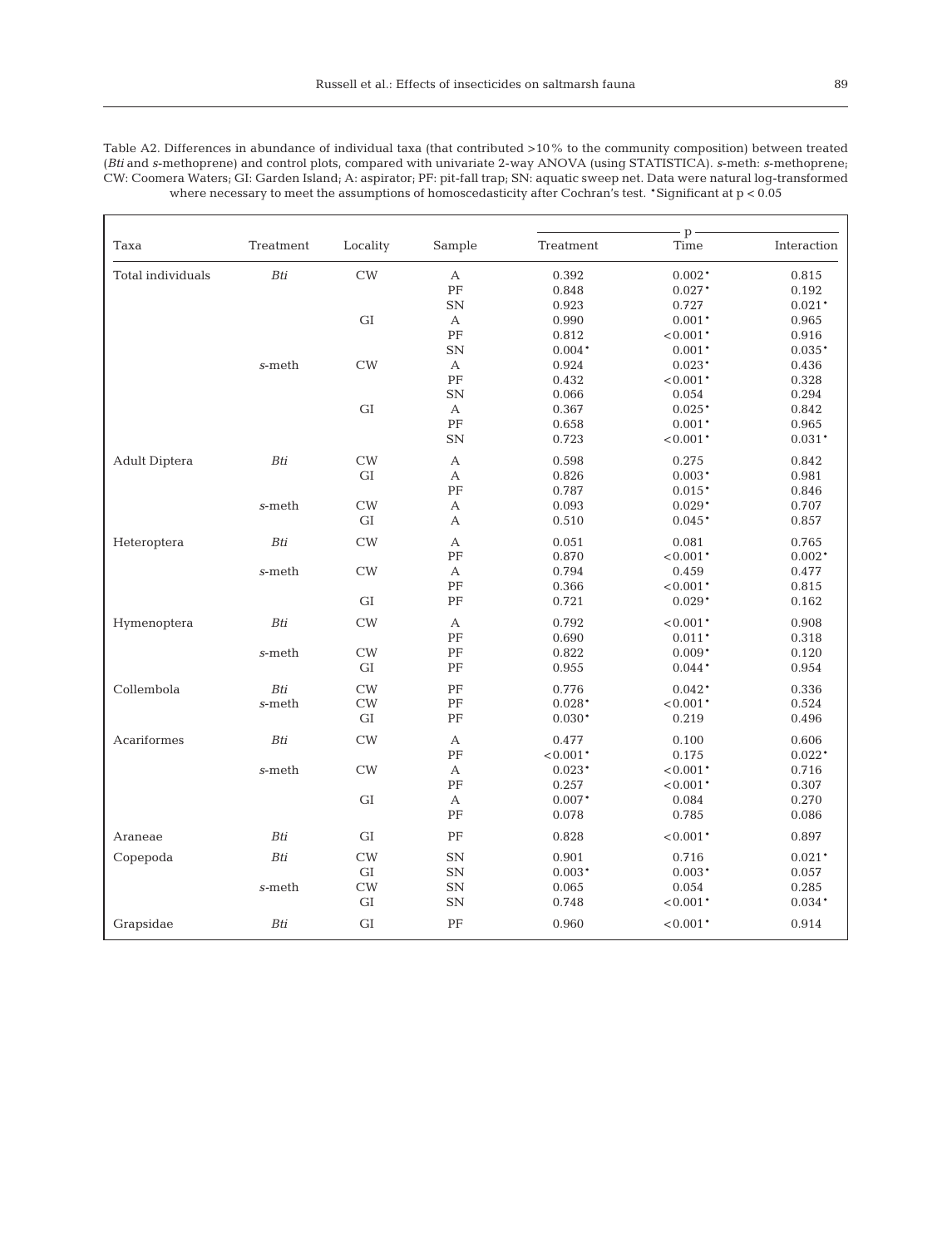Table A2. Differences in abundance of individual taxa (that contributed >10% to the community composition) between treated (*Bti* and *s*-methoprene) and control plots, compared with univariate 2-way ANOVA (using STATISTICA). *s*-meth: *s*-methoprene; CW: Coomera Waters; GI: Garden Island; A: aspirator; PF: pit-fall trap; SN: aquatic sweep net. Data were natural log-transformed where necessary to meet the assumptions of homoscedasticity after Cochran's test. *Significant at $p < 0.05$

| Taxa | Treatment | Locality | Sample | p | | |
|---|---|---|---|---|---|---|
| | | | | Treatment | Time | Interaction |
| Total individuals | *Bti* | CW | A | 0.392 | 0.002* | 0.815 |
| | | | PF | 0.848 | 0.027* | 0.192 |
| | | | SN | 0.923 | 0.727 | 0.021* |
| | | GI | A | 0.990 | 0.001* | 0.965 |
| | | | PF | 0.812 | <0.001* | 0.916 |
| | | | SN | 0.004* | 0.001* | 0.035* |
| | *s*-meth | CW | A | 0.924 | 0.023* | 0.436 |
| | | | PF | 0.432 | <0.001* | 0.328 |
| | | | SN | 0.066 | 0.054 | 0.294 |
| | | GI | A | 0.367 | 0.025* | 0.842 |
| | | | PF | 0.658 | 0.001* | 0.965 |
| | | | SN | 0.723 | <0.001* | 0.031* |
| Adult Diptera | *Bti* | CW | A | 0.598 | 0.275 | 0.842 |
| | | GI | A | 0.826 | 0.003* | 0.981 |
| | | | PF | 0.787 | 0.015* | 0.846 |
| | *s*-meth | CW | A | 0.093 | 0.029* | 0.707 |
| | | GI | A | 0.510 | 0.045* | 0.857 |
| Heteroptera | *Bti* | CW | A | 0.051 | 0.081 | 0.765 |
| | | | PF | 0.870 | <0.001* | 0.002* |
| | *s*-meth | CW | A | 0.794 | 0.459 | 0.477 |
| | | | PF | 0.366 | <0.001* | 0.815 |
| | | GI | PF | 0.721 | 0.029* | 0.162 |
| Hymenoptera | *Bti* | CW | A | 0.792 | <0.001* | 0.908 |
| | | | PF | 0.690 | 0.011* | 0.318 |
| | *s*-meth | CW | PF | 0.822 | 0.009* | 0.120 |
| | | GI | PF | 0.955 | 0.044* | 0.954 |
| Collembola | *Bti* | CW | PF | 0.776 | 0.042* | 0.336 |
| | *s*-meth | CW | PF | 0.028* | <0.001* | 0.524 |
| | | GI | PF | 0.030* | 0.219 | 0.496 |
| Acariformes | *Bti* | CW | A | 0.477 | 0.100 | 0.606 |
| | | | PF | <0.001* | 0.175 | 0.022* |
| | *s*-meth | CW | A | 0.023* | <0.001* | 0.716 |
| | | | PF | 0.257 | <0.001* | 0.307 |
| | | GI | A | 0.007* | 0.084 | 0.270 |
| | | | PF | 0.078 | 0.785 | 0.086 |
| Araneae | *Bti* | GI | PF | 0.828 | <0.001* | 0.897 |
| Copepoda | *Bti* | CW | SN | 0.901 | 0.716 | 0.021* |
| | | GI | SN | 0.003* | 0.003* | 0.057 |
| | *s*-meth | CW | SN | 0.065 | 0.054 | 0.285 |
| | | GI | SN | 0.748 | <0.001* | 0.034* |
| Grapsidae | *Bti* | GI | PF | 0.960 | <0.001* | 0.914 |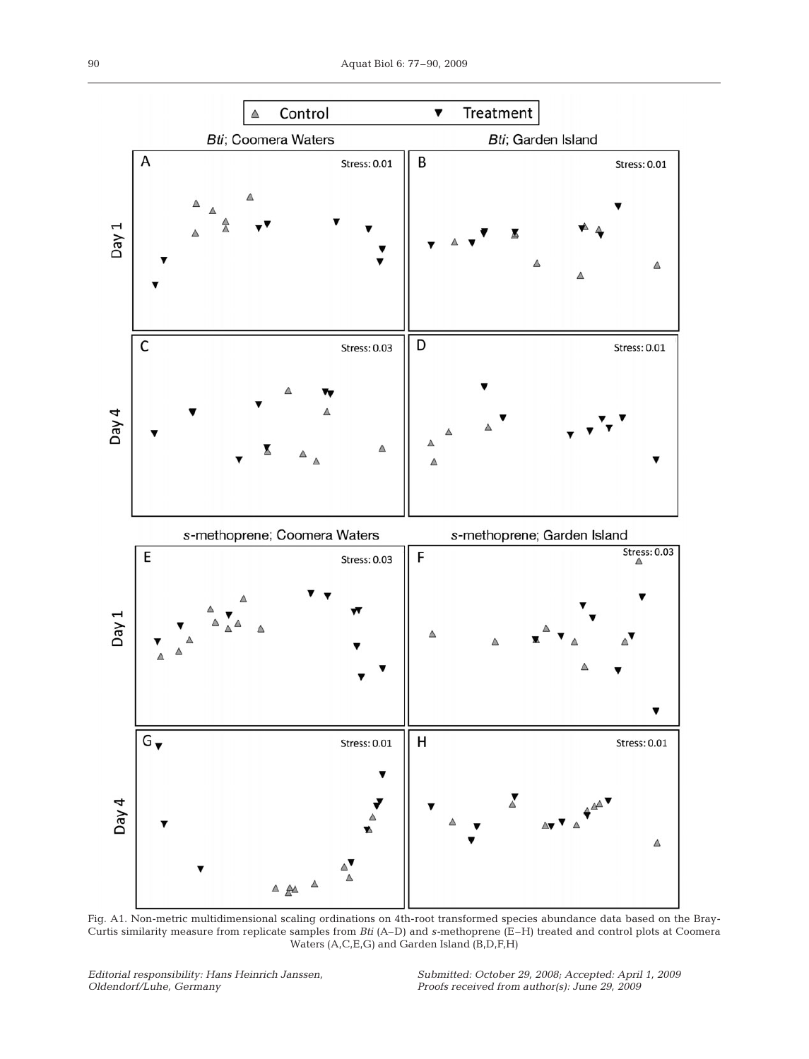Control ▼ Treatment

*Bti*; Coomera Waters

*Bti*; Garden Island

A Stress: 0.01

B Stress: 0.01

Day 1

C Stress: 0.03

D Stress: 0.01

Day 4

*s*-methoprene; Coomera Waters

*s*-methoprene; Garden Island

E Stress: 0.03

F Stress: 0.03

Day 1

G Stress: 0.01

H Stress: 0.01

Day 4

Fig. A1. Non-metric multidimensional scaling ordinations on 4th-root transformed species abundance data based on the Bray-Curtis similarity measure from replicate samples from *Bti* (A–D) and *s*-methoprene (E–H) treated and control plots at Coomera Waters (A,C,E,G) and Garden Island (B,D,F,H)

*Editorial responsibility: Hans Heinrich Janssen, Oldendorf/Luhe, Germany*

*Submitted: October 29, 2008; Accepted: April 1, 2009*
*Proofs received from author(s): June 29, 2009*